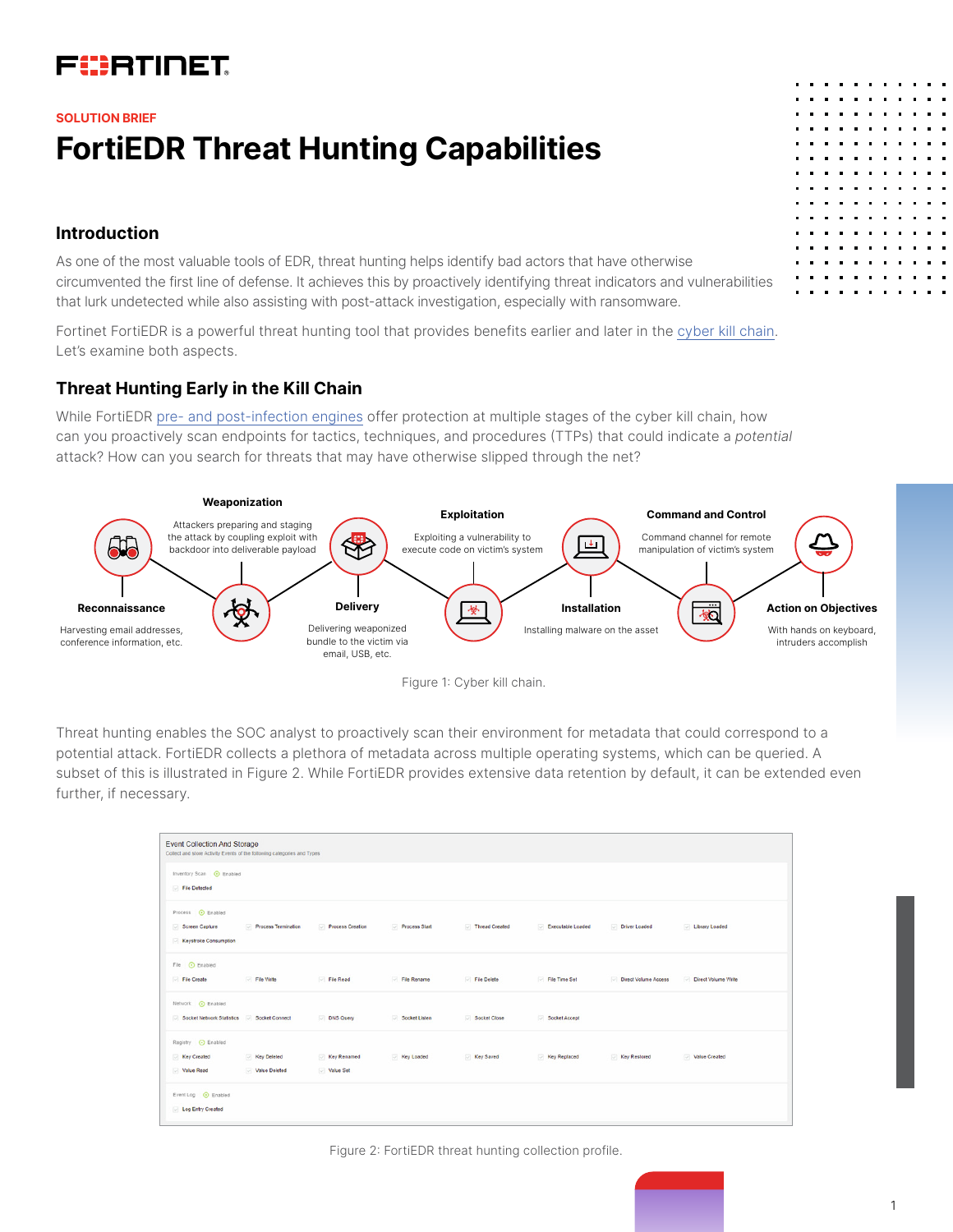SOLUTION BRIEF

# FortiEDR Threat Hunting Capabilities

## Introduction

As one of the most valuable tools of EDR, threat hunting helps identify bad actors that have otherwise circumvented the first line of defense. It achieves this by proactively identifying threat indicators and vulnerabilities that lurk undetected while also assisting with post-attack investigation, especially with ransomware.

Fortinet FortiEDR is a powerful threat hunting tool that provides benefits earlier and later in the cyber kill chain. Let's examine both aspects.

## Threat Hunting Early in the Kill Chain

While FortiEDR pre- and post-infection engines offer protection at multiple stages of the cyber kill chain, how can you proactively scan endpoints for tactics, techniques, and procedures (TTPs) that could indicate a *potential* attack? How can you search for threats that may have otherwise slipped through the net?

**Reconnaissance**
Harvesting email addresses, conference information, etc.

**Weaponization**
Attackers preparing and staging the attack by coupling exploit with backdoor into deliverable payload

**Delivery**
Delivering weaponized bundle to the victim via email, USB, etc.

**Exploitation**
Exploiting a vulnerability to execute code on victim's system

**Installation**
Installing malware on the asset

**Command and Control**
Command channel for remote manipulation of victim's system

**Action on Objectives**
With hands on keyboard, intruders accomplish

Figure 1: Cyber kill chain.

Threat hunting enables the SOC analyst to proactively scan their environment for metadata that could correspond to a potential attack. FortiEDR collects a plethora of metadata across multiple operating systems, which can be queried. A subset of this is illustrated in Figure 2. While FortiEDR provides extensive data retention by default, it can be extended even further, if necessary.

Event Collection And Storage
Collect and store Activity Events of the following categories and Types

| Category | Types |
| --- | --- |
| Inventory Scan (Enabled) | File Detected |
| Process (Enabled) | Screen Capture, Process Termination, Process Creation, Process Start, Thread Created, Executable Loaded, Driver Loaded, Library Loaded, Keystroke Consumption |
| File (Enabled) | File Create, File Write, File Read, File Rename, File Delete, File Time Set, Direct Volume Access, Direct Volume Write |
| Network (Enabled) | Socket Network Statistics, Socket Connect, DNS Query, Socket Listen, Socket Close, Socket Accept |
| Registry (Enabled) | Key Created, Key Deleted, Key Renamed, Key Loaded, Key Saved, Key Replaced, Key Restored, Value Created, Value Read, Value Deleted, Value Set |
| Event Log (Enabled) | Log Entry Created |

Figure 2: FortiEDR threat hunting collection profile.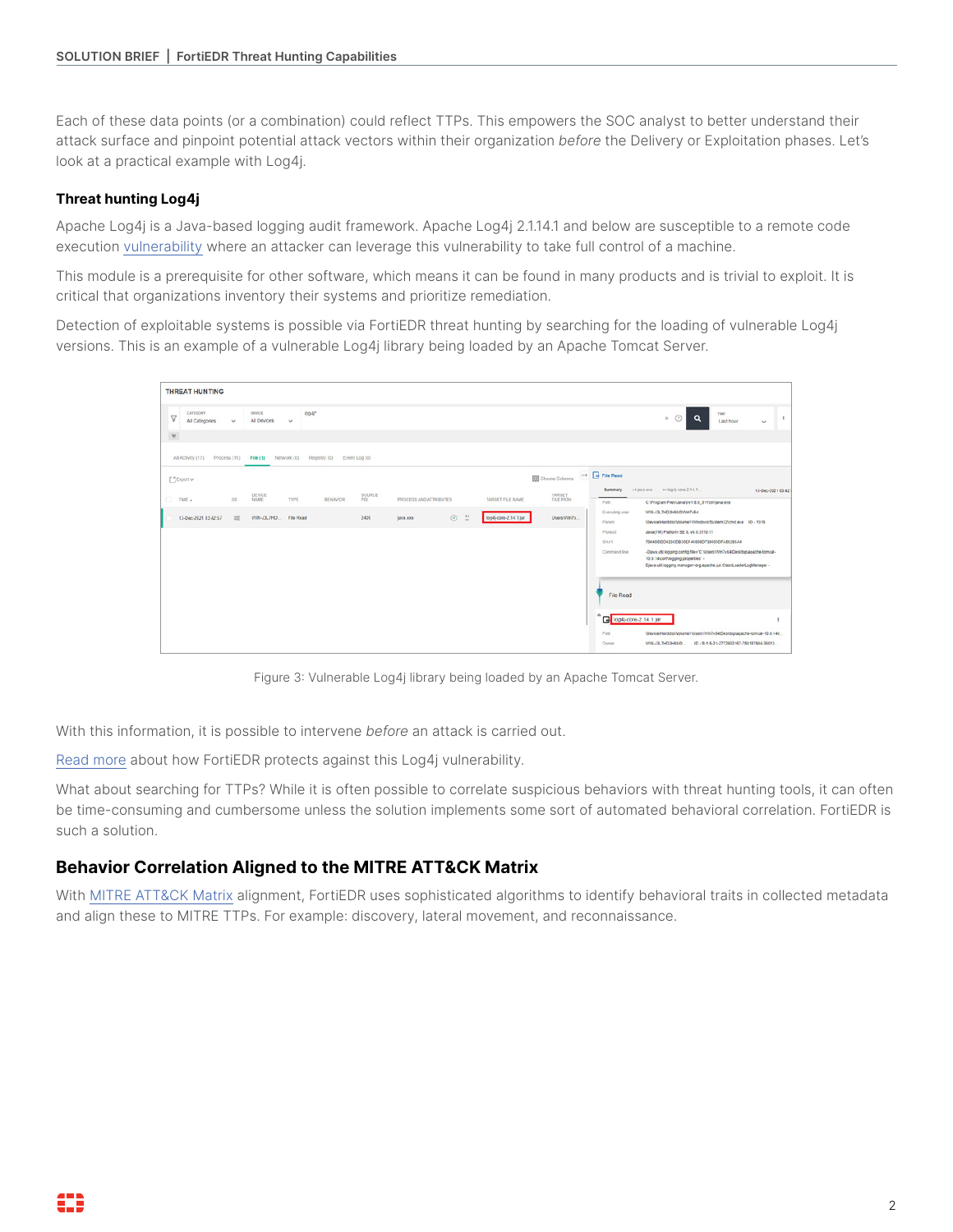Each of these data points (or a combination) could reflect TTPs. This empowers the SOC analyst to better understand their attack surface and pinpoint potential attack vectors within their organization *before* the Delivery or Exploitation phases. Let's look at a practical example with Log4j.

### Threat hunting Log4j

Apache Log4j is a Java-based logging audit framework. Apache Log4j 2.1.14.1 and below are susceptible to a remote code execution vulnerability where an attacker can leverage this vulnerability to take full control of a machine.

This module is a prerequisite for other software, which means it can be found in many products and is trivial to exploit. It is critical that organizations inventory their systems and prioritize remediation.

Detection of exploitable systems is possible via FortiEDR threat hunting by searching for the loading of vulnerable Log4j versions. This is an example of a vulnerable Log4j library being loaded by an Apache Tomcat Server.

Figure 3: Vulnerable Log4j library being loaded by an Apache Tomcat Server.

With this information, it is possible to intervene *before* an attack is carried out.

Read more about how FortiEDR protects against this Log4j vulnerability.

What about searching for TTPs? While it is often possible to correlate suspicious behaviors with threat hunting tools, it can often be time-consuming and cumbersome unless the solution implements some sort of automated behavioral correlation. FortiEDR is such a solution.

## Behavior Correlation Aligned to the MITRE ATT&CK Matrix

With MITRE ATT&CK Matrix alignment, FortiEDR uses sophisticated algorithms to identify behavioral traits in collected metadata and align these to MITRE TTPs. For example: discovery, lateral movement, and reconnaissance.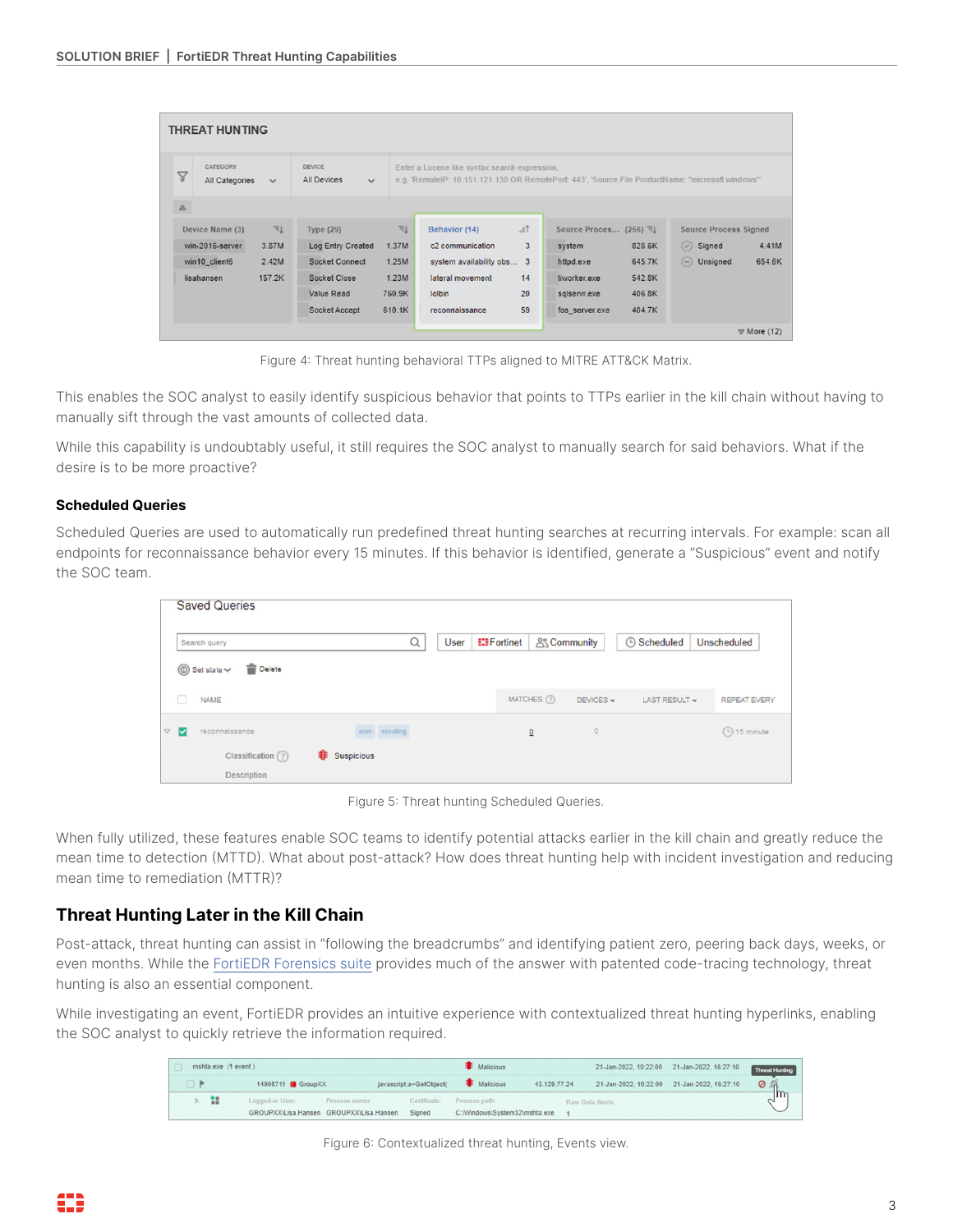Figure 4: Threat hunting behavioral TTPs aligned to MITRE ATT&CK Matrix.

This enables the SOC analyst to easily identify suspicious behavior that points to TTPs earlier in the kill chain without having to manually sift through the vast amounts of collected data.

While this capability is undoubtably useful, it still requires the SOC analyst to manually search for said behaviors. What if the desire is to be more proactive?

### Scheduled Queries

Scheduled Queries are used to automatically run predefined threat hunting searches at recurring intervals. For example: scan all endpoints for reconnaissance behavior every 15 minutes. If this behavior is identified, generate a "Suspicious" event and notify the SOC team.

Figure 5: Threat hunting Scheduled Queries.

When fully utilized, these features enable SOC teams to identify potential attacks earlier in the kill chain and greatly reduce the mean time to detection (MTTD). What about post-attack? How does threat hunting help with incident investigation and reducing mean time to remediation (MTTR)?

## Threat Hunting Later in the Kill Chain

Post-attack, threat hunting can assist in "following the breadcrumbs" and identifying patient zero, peering back days, weeks, or even months. While the FortiEDR Forensics suite provides much of the answer with patented code-tracing technology, threat hunting is also an essential component.

While investigating an event, FortiEDR provides an intuitive experience with contextualized threat hunting hyperlinks, enabling the SOC analyst to quickly retrieve the information required.

Figure 6: Contextualized threat hunting, Events view.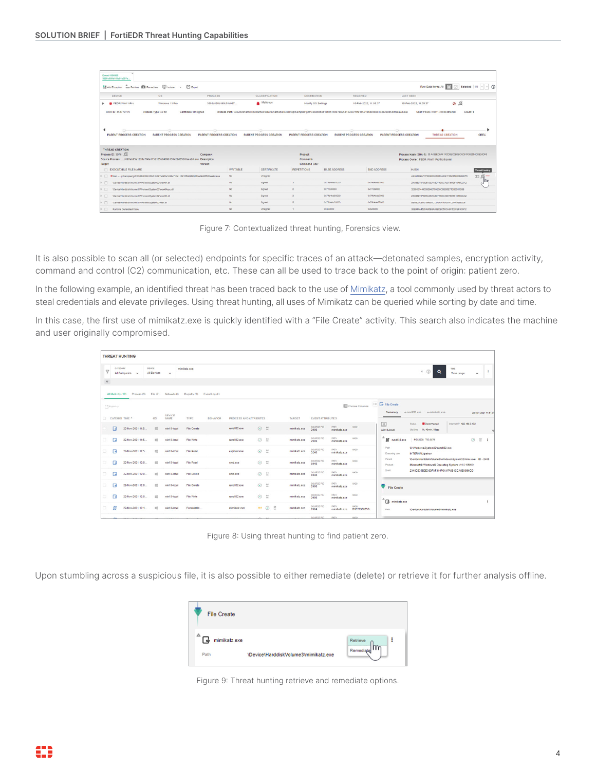Figure 7: Contextualized threat hunting, Forensics view.

It is also possible to scan all (or selected) endpoints for specific traces of an attack—detonated samples, encryption activity, command and control (C2) communication, etc. These can all be used to trace back to the point of origin: patient zero.

In the following example, an identified threat has been traced back to the use of Mimikatz, a tool commonly used by threat actors to steal credentials and elevate privileges. Using threat hunting, all uses of Mimikatz can be queried while sorting by date and time.

In this case, the first use of mimikatz.exe is quickly identified with a "File Create" activity. This search also indicates the machine and user originally compromised.

Figure 8: Using threat hunting to find patient zero.

Upon stumbling across a suspicious file, it is also possible to either remediate (delete) or retrieve it for further analysis offline.

Figure 9: Threat hunting retrieve and remediate options.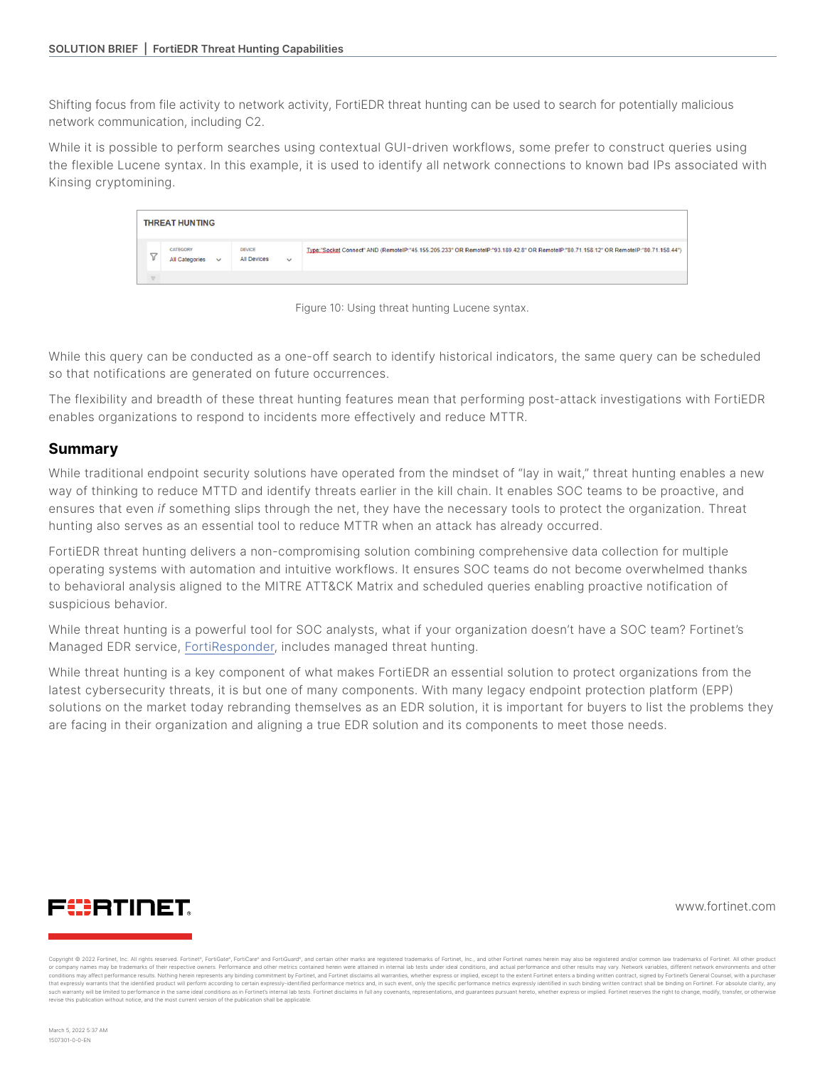Shifting focus from file activity to network activity, FortiEDR threat hunting can be used to search for potentially malicious network communication, including C2.

While it is possible to perform searches using contextual GUI-driven workflows, some prefer to construct queries using the flexible Lucene syntax. In this example, it is used to identify all network connections to known bad IPs associated with Kinsing cryptomining.

THREAT HUNTING

CATEGORY
All Categories

DEVICE
All Devices

Type:"Socket Connect" AND (RemoteIP:"45.155.205.233" OR RemoteIP:"93.189.42.8" OR RemoteIP:"80.71.158.12" OR RemoteIP:"80.71.158.44")

Figure 10: Using threat hunting Lucene syntax.

While this query can be conducted as a one-off search to identify historical indicators, the same query can be scheduled so that notifications are generated on future occurrences.

The flexibility and breadth of these threat hunting features mean that performing post-attack investigations with FortiEDR enables organizations to respond to incidents more effectively and reduce MTTR.

## Summary

While traditional endpoint security solutions have operated from the mindset of "lay in wait," threat hunting enables a new way of thinking to reduce MTTD and identify threats earlier in the kill chain. It enables SOC teams to be proactive, and ensures that even *if* something slips through the net, they have the necessary tools to protect the organization. Threat hunting also serves as an essential tool to reduce MTTR when an attack has already occurred.

FortiEDR threat hunting delivers a non-compromising solution combining comprehensive data collection for multiple operating systems with automation and intuitive workflows. It ensures SOC teams do not become overwhelmed thanks to behavioral analysis aligned to the MITRE ATT&CK Matrix and scheduled queries enabling proactive notification of suspicious behavior.

While threat hunting is a powerful tool for SOC analysts, what if your organization doesn't have a SOC team? Fortinet's Managed EDR service, FortiResponder, includes managed threat hunting.

While threat hunting is a key component of what makes FortiEDR an essential solution to protect organizations from the latest cybersecurity threats, it is but one of many components. With many legacy endpoint protection platform (EPP) solutions on the market today rebranding themselves as an EDR solution, it is important for buyers to list the problems they are facing in their organization and aligning a true EDR solution and its components to meet those needs.

www.fortinet.com

Copyright © 2022 Fortinet, Inc. All rights reserved. Fortinet®, FortiGate®, FortiCare® and FortiGuard®, and certain other marks are registered trademarks of Fortinet, Inc., and other Fortinet names herein may also be registered and/or common law trademarks of Fortinet. All other product or company names may be trademarks of their respective owners. Performance and other metrics contained herein were attained in internal lab tests under ideal conditions, and actual performance and other results may vary. Network variables, different network environments and other conditions may affect performance results. Nothing herein represents any binding commitment by Fortinet, and Fortinet disclaims all warranties, whether express or implied, except to the extent Fortinet enters a binding written contract, signed by Fortinet's General Counsel, with a purchaser that expressly warrants that the identified product will perform according to certain expressly-identified performance metrics and, in such event, only the specific performance metrics expressly identified in such binding written contract shall be binding on Fortinet. For absolute clarity, any such warranty will be limited to performance in the same ideal conditions as in Fortinet's internal lab tests. Fortinet disclaims in full any covenants, representations, and guarantees pursuant hereto, whether express or implied. Fortinet reserves the right to change, modify, transfer, or otherwise revise this publication without notice, and the most current version of the publication shall be applicable.

March 5, 2022 5:37 AM
1507301-0-0-EN